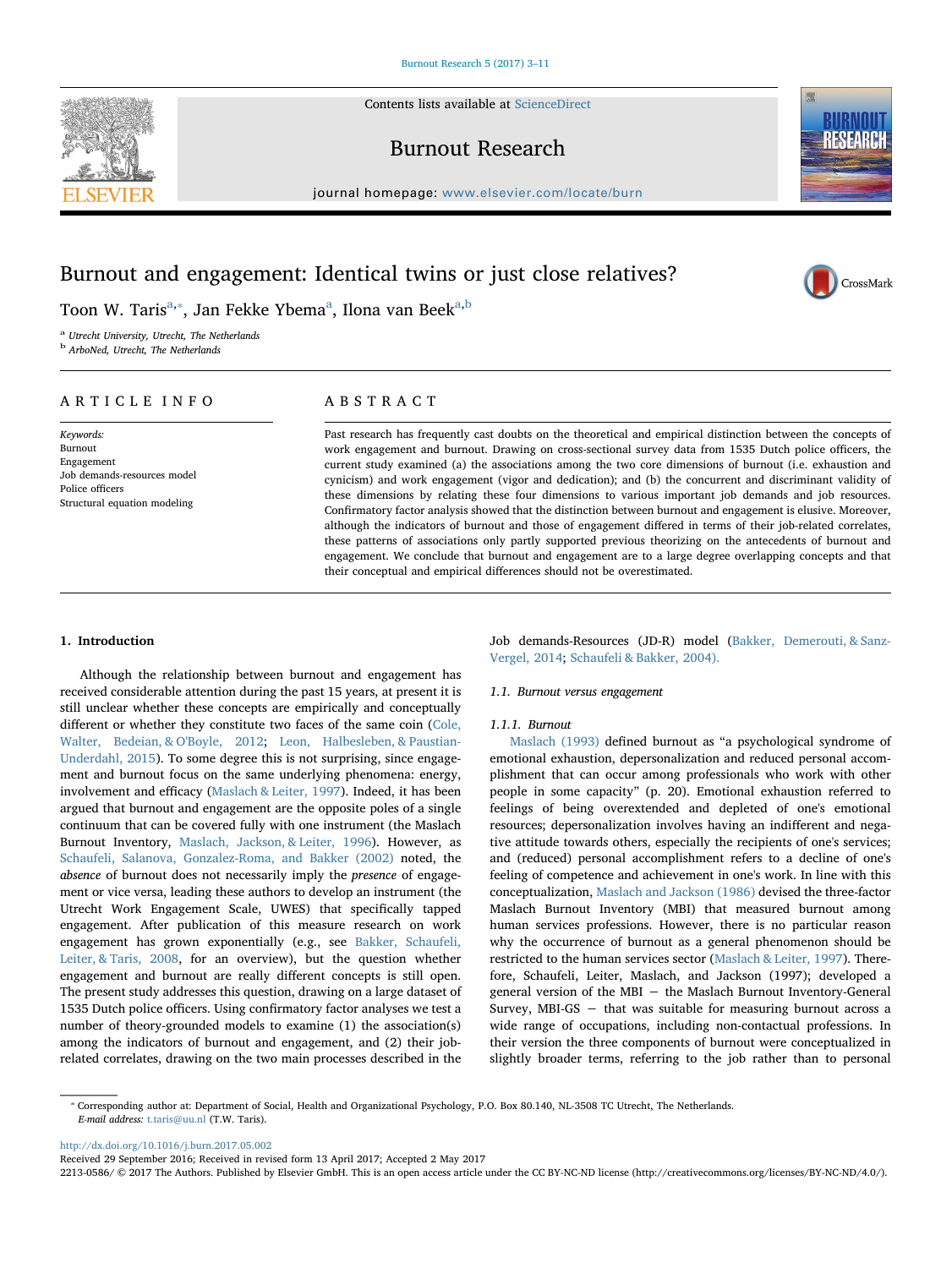Contents lists available at [ScienceDirect](http://www.sciencedirect.com/science/journal/22130586)



Burnout Research



CrossMark

journal homepage: [www.elsevier.com/locate/burn](http://www.elsevier.com/locate/burn)

# Burnout and engagement: Identical twins or just close relatives?

Toon W. Taris<sup>[a,](#page-0-0)</sup>\*, J[a](#page-0-0)n Fekke Y[b](#page-0-2)ema<sup>a</sup>, Ilona van Beek<sup>a,b</sup>

<span id="page-0-0"></span><sup>a</sup> Utrecht University, Utrecht, The Netherlands

<span id="page-0-2"></span><sup>b</sup> ArboNed, Utrecht, The Netherlands

# ARTICLE INFO

Keywords: Burnout Engagement Job demands-resources model Police officers Structural equation modeling

# ABSTRACT

Past research has frequently cast doubts on the theoretical and empirical distinction between the concepts of work engagement and burnout. Drawing on cross-sectional survey data from 1535 Dutch police officers, the current study examined (a) the associations among the two core dimensions of burnout (i.e. exhaustion and cynicism) and work engagement (vigor and dedication); and (b) the concurrent and discriminant validity of these dimensions by relating these four dimensions to various important job demands and job resources. Confirmatory factor analysis showed that the distinction between burnout and engagement is elusive. Moreover, although the indicators of burnout and those of engagement differed in terms of their job-related correlates, these patterns of associations only partly supported previous theorizing on the antecedents of burnout and engagement. We conclude that burnout and engagement are to a large degree overlapping concepts and that their conceptual and empirical differences should not be overestimated.

# 1. Introduction

Although the relationship between burnout and engagement has received considerable attention during the past 15 years, at present it is still unclear whether these concepts are empirically and conceptually different or whether they constitute two faces of the same coin ([Cole,](#page-8-0) [Walter, Bedeian, & O'Boyle, 2012](#page-8-0); [Leon, Halbesleben, & Paustian-](#page-8-1)[Underdahl, 2015\)](#page-8-1). To some degree this is not surprising, since engagement and burnout focus on the same underlying phenomena: energy, involvement and efficacy ([Maslach & Leiter, 1997](#page-8-2)). Indeed, it has been argued that burnout and engagement are the opposite poles of a single continuum that can be covered fully with one instrument (the Maslach Burnout Inventory, [Maslach, Jackson, & Leiter, 1996\)](#page-8-3). However, as [Schaufeli, Salanova, Gonzalez-Roma, and Bakker \(2002\)](#page-8-4) noted, the absence of burnout does not necessarily imply the presence of engagement or vice versa, leading these authors to develop an instrument (the Utrecht Work Engagement Scale, UWES) that specifically tapped engagement. After publication of this measure research on work engagement has grown exponentially (e.g., see [Bakker, Schaufeli,](#page-7-0) [Leiter, & Taris, 2008,](#page-7-0) for an overview), but the question whether engagement and burnout are really different concepts is still open. The present study addresses this question, drawing on a large dataset of 1535 Dutch police officers. Using confirmatory factor analyses we test a number of theory-grounded models to examine (1) the association(s) among the indicators of burnout and engagement, and (2) their jobrelated correlates, drawing on the two main processes described in the Job demands-Resources (JD-R) model [\(Bakker, Demerouti, & Sanz-](#page-7-1)[Vergel, 2014](#page-7-1); [Schaufeli & Bakker, 2004\).](#page-8-5)

### 1.1. Burnout versus engagement

# 1.1.1. Burnout

[Maslach \(1993\)](#page-8-6) defined burnout as "a psychological syndrome of emotional exhaustion, depersonalization and reduced personal accomplishment that can occur among professionals who work with other people in some capacity" (p. 20). Emotional exhaustion referred to feelings of being overextended and depleted of one's emotional resources; depersonalization involves having an indifferent and negative attitude towards others, especially the recipients of one's services; and (reduced) personal accomplishment refers to a decline of one's feeling of competence and achievement in one's work. In line with this conceptualization, [Maslach and Jackson \(1986\)](#page-8-7) devised the three-factor Maslach Burnout Inventory (MBI) that measured burnout among human services professions. However, there is no particular reason why the occurrence of burnout as a general phenomenon should be restricted to the human services sector [\(Maslach & Leiter, 1997](#page-8-2)). Therefore, Schaufeli, Leiter, Maslach, and Jackson (1997); developed a general version of the MBI − the Maslach Burnout Inventory-General Survey, MBI-GS − that was suitable for measuring burnout across a wide range of occupations, including non-contactual professions. In their version the three components of burnout were conceptualized in slightly broader terms, referring to the job rather than to personal

<http://dx.doi.org/10.1016/j.burn.2017.05.002>

Received 29 September 2016; Received in revised form 13 April 2017; Accepted 2 May 2017

2213-0586/ © 2017 The Authors. Published by Elsevier GmbH. This is an open access article under the CC BY-NC-ND license (http://creativecommons.org/licenses/BY-NC-ND/4.0/).

<span id="page-0-1"></span><sup>⁎</sup> Corresponding author at: Department of Social, Health and Organizational Psychology, P.O. Box 80.140, NL-3508 TC Utrecht, The Netherlands. E-mail address: [t.taris@uu.nl](mailto:t.taris@uu.nl) (T.W. Taris).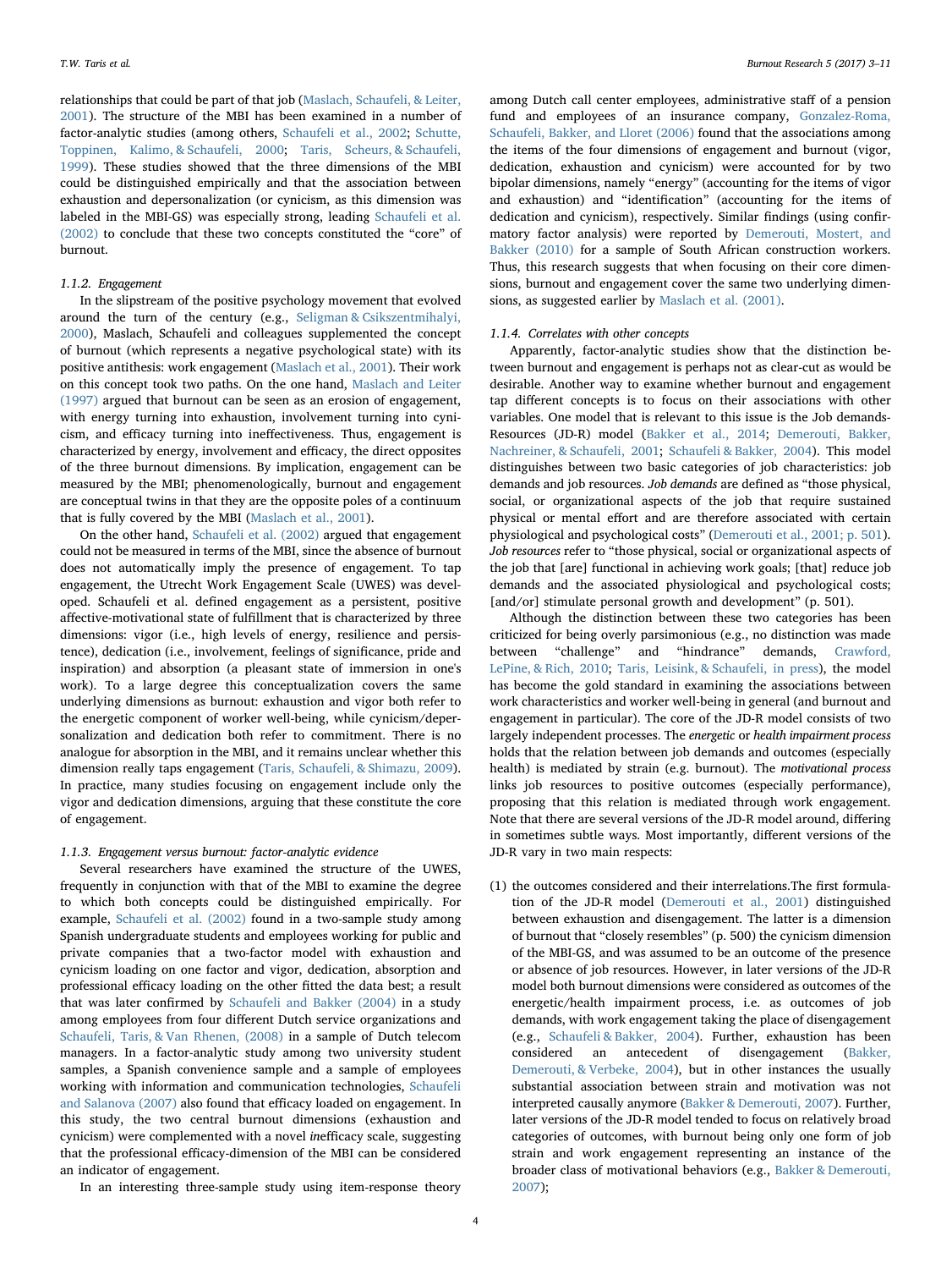relationships that could be part of that job ([Maslach, Schaufeli, & Leiter,](#page-8-8) [2001\)](#page-8-8). The structure of the MBI has been examined in a number of factor-analytic studies (among others, [Schaufeli et al., 2002;](#page-8-4) [Schutte,](#page-8-9) [Toppinen, Kalimo, & Schaufeli, 2000;](#page-8-9) [Taris, Scheurs, & Schaufeli,](#page-8-10) [1999\)](#page-8-10). These studies showed that the three dimensions of the MBI could be distinguished empirically and that the association between exhaustion and depersonalization (or cynicism, as this dimension was labeled in the MBI-GS) was especially strong, leading [Schaufeli et al.](#page-8-4) [\(2002\)](#page-8-4) to conclude that these two concepts constituted the "core" of burnout.

#### 1.1.2. Engagement

In the slipstream of the positive psychology movement that evolved around the turn of the century (e.g., [Seligman & Csikszentmihalyi,](#page-8-11) [2000\)](#page-8-11), Maslach, Schaufeli and colleagues supplemented the concept of burnout (which represents a negative psychological state) with its positive antithesis: work engagement ([Maslach et al., 2001\)](#page-8-8). Their work on this concept took two paths. On the one hand, [Maslach and Leiter](#page-8-2) [\(1997\)](#page-8-2) argued that burnout can be seen as an erosion of engagement, with energy turning into exhaustion, involvement turning into cynicism, and efficacy turning into ineffectiveness. Thus, engagement is characterized by energy, involvement and efficacy, the direct opposites of the three burnout dimensions. By implication, engagement can be measured by the MBI; phenomenologically, burnout and engagement are conceptual twins in that they are the opposite poles of a continuum that is fully covered by the MBI ([Maslach et al., 2001](#page-8-8)).

On the other hand, [Schaufeli et al. \(2002\)](#page-8-4) argued that engagement could not be measured in terms of the MBI, since the absence of burnout does not automatically imply the presence of engagement. To tap engagement, the Utrecht Work Engagement Scale (UWES) was developed. Schaufeli et al. defined engagement as a persistent, positive affective-motivational state of fulfillment that is characterized by three dimensions: vigor (i.e., high levels of energy, resilience and persistence), dedication (i.e., involvement, feelings of significance, pride and inspiration) and absorption (a pleasant state of immersion in one's work). To a large degree this conceptualization covers the same underlying dimensions as burnout: exhaustion and vigor both refer to the energetic component of worker well-being, while cynicism/depersonalization and dedication both refer to commitment. There is no analogue for absorption in the MBI, and it remains unclear whether this dimension really taps engagement ([Taris, Schaufeli, & Shimazu, 2009](#page-8-12)). In practice, many studies focusing on engagement include only the vigor and dedication dimensions, arguing that these constitute the core of engagement.

# 1.1.3. Engagement versus burnout: factor-analytic evidence

Several researchers have examined the structure of the UWES, frequently in conjunction with that of the MBI to examine the degree to which both concepts could be distinguished empirically. For example, [Schaufeli et al. \(2002\)](#page-8-4) found in a two-sample study among Spanish undergraduate students and employees working for public and private companies that a two-factor model with exhaustion and cynicism loading on one factor and vigor, dedication, absorption and professional efficacy loading on the other fitted the data best; a result that was later confirmed by [Schaufeli and Bakker \(2004\)](#page-8-5) in a study among employees from four different Dutch service organizations and [Schaufeli, Taris, & Van Rhenen, \(2008\)](#page-8-13) in a sample of Dutch telecom managers. In a factor-analytic study among two university student samples, a Spanish convenience sample and a sample of employees working with information and communication technologies, [Schaufeli](#page-8-14) [and Salanova \(2007\)](#page-8-14) also found that efficacy loaded on engagement. In this study, the two central burnout dimensions (exhaustion and cynicism) were complemented with a novel inefficacy scale, suggesting that the professional efficacy-dimension of the MBI can be considered an indicator of engagement.

among Dutch call center employees, administrative staff of a pension fund and employees of an insurance company, [Gonzalez-Roma,](#page-8-15) [Schaufeli, Bakker, and Lloret \(2006\)](#page-8-15) found that the associations among the items of the four dimensions of engagement and burnout (vigor, dedication, exhaustion and cynicism) were accounted for by two bipolar dimensions, namely "energy" (accounting for the items of vigor and exhaustion) and "identification" (accounting for the items of dedication and cynicism), respectively. Similar findings (using confirmatory factor analysis) were reported by [Demerouti, Mostert, and](#page-8-16) [Bakker \(2010\)](#page-8-16) for a sample of South African construction workers. Thus, this research suggests that when focusing on their core dimensions, burnout and engagement cover the same two underlying dimensions, as suggested earlier by [Maslach et al. \(2001\).](#page-8-8)

# 1.1.4. Correlates with other concepts

Apparently, factor-analytic studies show that the distinction between burnout and engagement is perhaps not as clear-cut as would be desirable. Another way to examine whether burnout and engagement tap different concepts is to focus on their associations with other variables. One model that is relevant to this issue is the Job demands-Resources (JD-R) model ([Bakker et al., 2014](#page-7-1); [Demerouti, Bakker,](#page-8-17) [Nachreiner, & Schaufeli, 2001;](#page-8-17) [Schaufeli & Bakker, 2004](#page-8-5)). This model distinguishes between two basic categories of job characteristics: job demands and job resources. Job demands are defined as "those physical, social, or organizational aspects of the job that require sustained physical or mental effort and are therefore associated with certain physiological and psychological costs" ([Demerouti et al., 2001; p. 501](#page-8-17)). Job resources refer to "those physical, social or organizational aspects of the job that [are] functional in achieving work goals; [that] reduce job demands and the associated physiological and psychological costs; [and/or] stimulate personal growth and development" (p. 501).

Although the distinction between these two categories has been criticized for being overly parsimonious (e.g., no distinction was made between "challenge" and "hindrance" demands, [Crawford,](#page-8-18) [LePine, & Rich, 2010;](#page-8-18) [Taris, Leisink, & Schaufeli, in press](#page-8-19)), the model has become the gold standard in examining the associations between work characteristics and worker well-being in general (and burnout and engagement in particular). The core of the JD-R model consists of two largely independent processes. The energetic or health impairment process holds that the relation between job demands and outcomes (especially health) is mediated by strain (e.g. burnout). The motivational process links job resources to positive outcomes (especially performance), proposing that this relation is mediated through work engagement. Note that there are several versions of the JD-R model around, differing in sometimes subtle ways. Most importantly, different versions of the JD-R vary in two main respects:

(1) the outcomes considered and their interrelations.The first formulation of the JD-R model ([Demerouti et al., 2001](#page-8-17)) distinguished between exhaustion and disengagement. The latter is a dimension of burnout that "closely resembles" (p. 500) the cynicism dimension of the MBI-GS, and was assumed to be an outcome of the presence or absence of job resources. However, in later versions of the JD-R model both burnout dimensions were considered as outcomes of the energetic/health impairment process, i.e. as outcomes of job demands, with work engagement taking the place of disengagement (e.g., [Schaufeli & Bakker, 2004\)](#page-8-5). Further, exhaustion has been considered an antecedent of disengagement [\(Bakker,](#page-7-2) [Demerouti, & Verbeke, 2004\)](#page-7-2), but in other instances the usually substantial association between strain and motivation was not interpreted causally anymore ([Bakker & Demerouti, 2007\)](#page-7-3). Further, later versions of the JD-R model tended to focus on relatively broad categories of outcomes, with burnout being only one form of job strain and work engagement representing an instance of the broader class of motivational behaviors (e.g., [Bakker & Demerouti,](#page-7-3) [2007](#page-7-3));

In an interesting three-sample study using item-response theory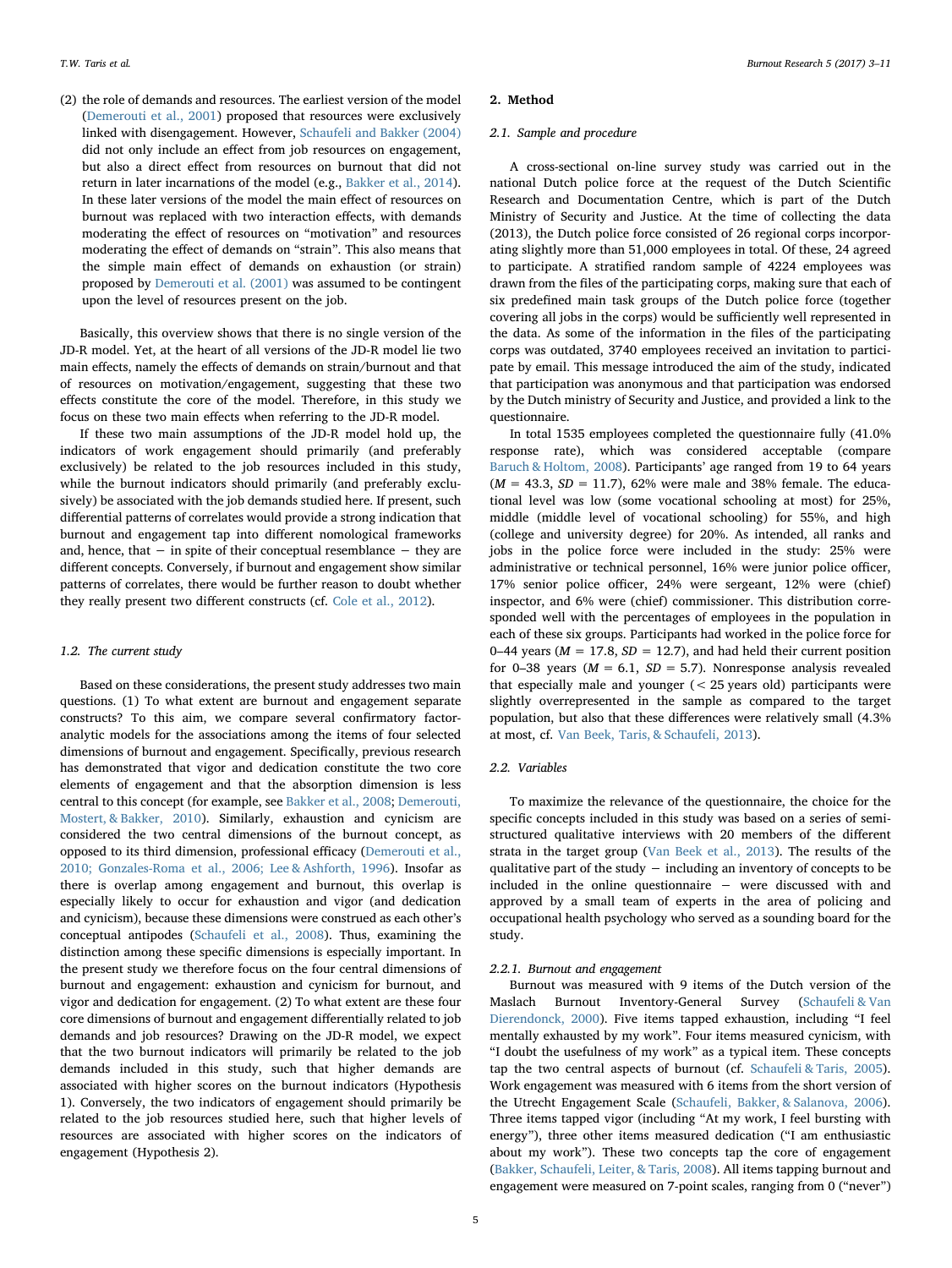(2) the role of demands and resources. The earliest version of the model [\(Demerouti et al., 2001\)](#page-8-17) proposed that resources were exclusively linked with disengagement. However, [Schaufeli and Bakker \(2004\)](#page-8-5) did not only include an effect from job resources on engagement, but also a direct effect from resources on burnout that did not return in later incarnations of the model (e.g., [Bakker et al., 2014](#page-7-1)). In these later versions of the model the main effect of resources on burnout was replaced with two interaction effects, with demands moderating the effect of resources on "motivation" and resources moderating the effect of demands on "strain". This also means that the simple main effect of demands on exhaustion (or strain) proposed by [Demerouti et al. \(2001\)](#page-8-17) was assumed to be contingent upon the level of resources present on the job.

Basically, this overview shows that there is no single version of the JD-R model. Yet, at the heart of all versions of the JD-R model lie two main effects, namely the effects of demands on strain/burnout and that of resources on motivation/engagement, suggesting that these two effects constitute the core of the model. Therefore, in this study we focus on these two main effects when referring to the JD-R model.

If these two main assumptions of the JD-R model hold up, the indicators of work engagement should primarily (and preferably exclusively) be related to the job resources included in this study, while the burnout indicators should primarily (and preferably exclusively) be associated with the job demands studied here. If present, such differential patterns of correlates would provide a strong indication that burnout and engagement tap into different nomological frameworks and, hence, that − in spite of their conceptual resemblance − they are different concepts. Conversely, if burnout and engagement show similar patterns of correlates, there would be further reason to doubt whether they really present two different constructs (cf. [Cole et al., 2012](#page-8-0)).

# 1.2. The current study

Based on these considerations, the present study addresses two main questions. (1) To what extent are burnout and engagement separate constructs? To this aim, we compare several confirmatory factoranalytic models for the associations among the items of four selected dimensions of burnout and engagement. Specifically, previous research has demonstrated that vigor and dedication constitute the two core elements of engagement and that the absorption dimension is less central to this concept (for example, see [Bakker et al., 2008;](#page-7-0) [Demerouti,](#page-8-16) [Mostert, & Bakker, 2010](#page-8-16)). Similarly, exhaustion and cynicism are considered the two central dimensions of the burnout concept, as opposed to its third dimension, professional efficacy ([Demerouti et al.,](#page-8-16) [2010; Gonzales-Roma et al., 2006; Lee & Ashforth, 1996](#page-8-16)). Insofar as there is overlap among engagement and burnout, this overlap is especially likely to occur for exhaustion and vigor (and dedication and cynicism), because these dimensions were construed as each other's conceptual antipodes ([Schaufeli et al., 2008\)](#page-8-13). Thus, examining the distinction among these specific dimensions is especially important. In the present study we therefore focus on the four central dimensions of burnout and engagement: exhaustion and cynicism for burnout, and vigor and dedication for engagement. (2) To what extent are these four core dimensions of burnout and engagement differentially related to job demands and job resources? Drawing on the JD-R model, we expect that the two burnout indicators will primarily be related to the job demands included in this study, such that higher demands are associated with higher scores on the burnout indicators (Hypothesis 1). Conversely, the two indicators of engagement should primarily be related to the job resources studied here, such that higher levels of resources are associated with higher scores on the indicators of engagement (Hypothesis 2).

### 2. Method

# 2.1. Sample and procedure

A cross-sectional on-line survey study was carried out in the national Dutch police force at the request of the Dutch Scientific Research and Documentation Centre, which is part of the Dutch Ministry of Security and Justice. At the time of collecting the data (2013), the Dutch police force consisted of 26 regional corps incorporating slightly more than 51,000 employees in total. Of these, 24 agreed to participate. A stratified random sample of 4224 employees was drawn from the files of the participating corps, making sure that each of six predefined main task groups of the Dutch police force (together covering all jobs in the corps) would be sufficiently well represented in the data. As some of the information in the files of the participating corps was outdated, 3740 employees received an invitation to participate by email. This message introduced the aim of the study, indicated that participation was anonymous and that participation was endorsed by the Dutch ministry of Security and Justice, and provided a link to the questionnaire.

In total 1535 employees completed the questionnaire fully (41.0% response rate), which was considered acceptable (compare [Baruch & Holtom, 2008\)](#page-8-20). Participants' age ranged from 19 to 64 years  $(M = 43.3, SD = 11.7)$ , 62% were male and 38% female. The educational level was low (some vocational schooling at most) for 25%, middle (middle level of vocational schooling) for 55%, and high (college and university degree) for 20%. As intended, all ranks and jobs in the police force were included in the study: 25% were administrative or technical personnel, 16% were junior police officer, 17% senior police officer, 24% were sergeant, 12% were (chief) inspector, and 6% were (chief) commissioner. This distribution corresponded well with the percentages of employees in the population in each of these six groups. Participants had worked in the police force for 0–44 years ( $M = 17.8$ ,  $SD = 12.7$ ), and had held their current position for 0–38 years ( $M = 6.1$ ,  $SD = 5.7$ ). Nonresponse analysis revealed that especially male and younger (< 25 years old) participants were slightly overrepresented in the sample as compared to the target population, but also that these differences were relatively small (4.3% at most, cf. [Van Beek, Taris, & Schaufeli, 2013](#page-8-21)).

#### 2.2. Variables

To maximize the relevance of the questionnaire, the choice for the specific concepts included in this study was based on a series of semistructured qualitative interviews with 20 members of the different strata in the target group [\(Van Beek et al., 2013\)](#page-8-21). The results of the qualitative part of the study − including an inventory of concepts to be included in the online questionnaire − were discussed with and approved by a small team of experts in the area of policing and occupational health psychology who served as a sounding board for the study.

#### 2.2.1. Burnout and engagement

Burnout was measured with 9 items of the Dutch version of the Maslach Burnout Inventory-General Survey ([Schaufeli & Van](#page-8-22) [Dierendonck, 2000](#page-8-22)). Five items tapped exhaustion, including "I feel mentally exhausted by my work". Four items measured cynicism, with "I doubt the usefulness of my work" as a typical item. These concepts tap the two central aspects of burnout (cf. [Schaufeli & Taris, 2005](#page-8-23)). Work engagement was measured with 6 items from the short version of the Utrecht Engagement Scale [\(Schaufeli, Bakker, & Salanova, 2006](#page-8-24)). Three items tapped vigor (including "At my work, I feel bursting with energy"), three other items measured dedication ("I am enthusiastic about my work"). These two concepts tap the core of engagement ([Bakker, Schaufeli, Leiter, & Taris, 2008\)](#page-7-0). All items tapping burnout and engagement were measured on 7-point scales, ranging from 0 ("never")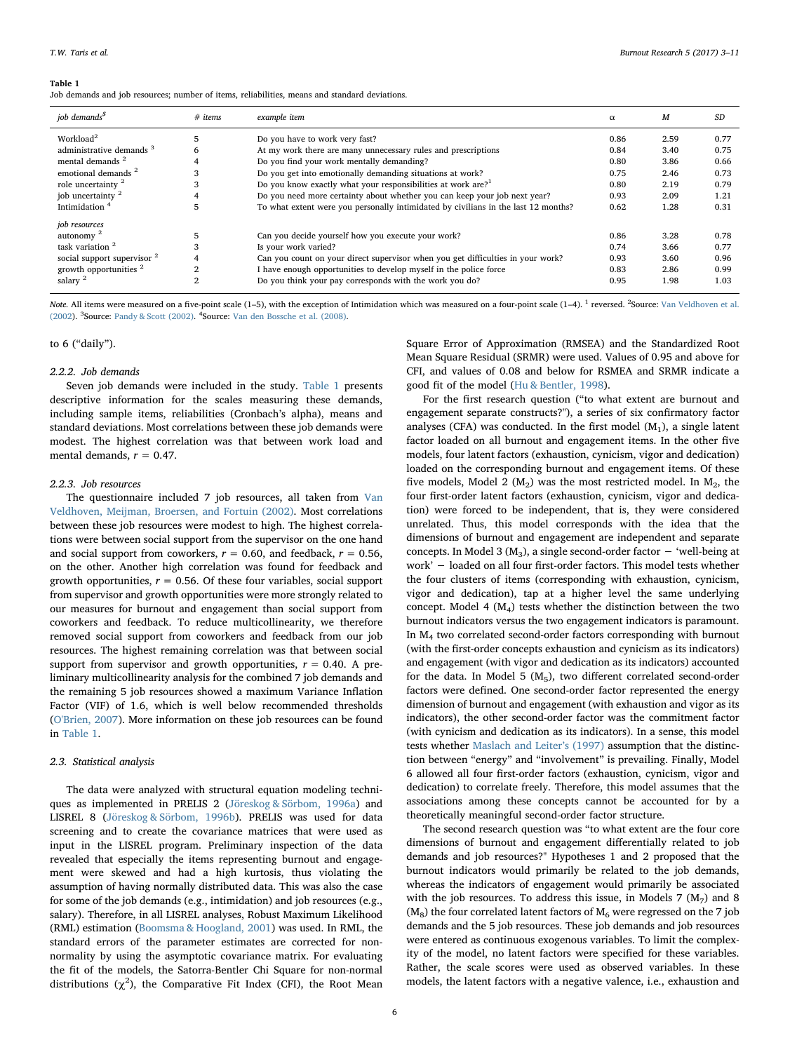#### T.W. Taris et al. *Burnout Research 5 (2017) 3–11*

#### <span id="page-3-0"></span>Table 1

Job demands and job resources; number of items, reliabilities, means and standard deviations.

| job demands <sup>5</sup>               | $#$ items | example item                                                                       | α    | M    | SD   |
|----------------------------------------|-----------|------------------------------------------------------------------------------------|------|------|------|
| Workload <sup>2</sup>                  |           | Do you have to work very fast?                                                     | 0.86 | 2.59 | 0.77 |
| administrative demands <sup>3</sup>    | 6.        | At my work there are many unnecessary rules and prescriptions                      | 0.84 | 3.40 | 0.75 |
| mental demands <sup>2</sup>            |           | Do you find your work mentally demanding?                                          | 0.80 | 3.86 | 0.66 |
| emotional demands <sup>2</sup>         |           | Do you get into emotionally demanding situations at work?                          | 0.75 | 2.46 | 0.73 |
| role uncertainty <sup>2</sup>          |           | Do you know exactly what your responsibilities at work are? <sup>1</sup>           | 0.80 | 2.19 | 0.79 |
| job uncertainty <sup>2</sup>           |           | Do you need more certainty about whether you can keep your job next year?          | 0.93 | 2.09 | 1.21 |
| Intimidation <sup>4</sup>              | 5         | To what extent were you personally intimidated by civilians in the last 12 months? | 0.62 | 1.28 | 0.31 |
| job resources                          |           |                                                                                    |      |      |      |
| autonomy <sup>2</sup>                  |           | Can you decide yourself how you execute your work?                                 | 0.86 | 3.28 | 0.78 |
| task variation <sup>2</sup>            |           | Is your work varied?                                                               | 0.74 | 3.66 | 0.77 |
| social support supervisor <sup>2</sup> |           | Can you count on your direct supervisor when you get difficulties in your work?    | 0.93 | 3.60 | 0.96 |
| growth opportunities <sup>2</sup>      |           | I have enough opportunities to develop myself in the police force                  | 0.83 | 2.86 | 0.99 |
| salary <sup>2</sup>                    | 2         | Do you think your pay corresponds with the work you do?                            | 0.95 | 1.98 | 1.03 |

Note. All items were measured on a five-point scale (1-5), with the exception of Intimidation which was measured on a four-point scale (1-4). <sup>1</sup> reversed. <sup>2</sup>Source: [Van Veldhoven et al.](#page-8-25) [\(2002](#page-8-25)). <sup>3</sup> Source: [Pandy & Scott \(2002\)](#page-8-31). <sup>4</sup> Source: [Van den Bossche et al. \(2008\)](#page-8-32).

# to 6 ("daily").

### 2.2.2. Job demands

Seven job demands were included in the study. [Table 1](#page-3-0) presents descriptive information for the scales measuring these demands, including sample items, reliabilities (Cronbach's alpha), means and standard deviations. Most correlations between these job demands were modest. The highest correlation was that between work load and mental demands,  $r = 0.47$ .

# 2.2.3. Job resources

The questionnaire included 7 job resources, all taken from [Van](#page-8-25) [Veldhoven, Meijman, Broersen, and Fortuin \(2002\).](#page-8-25) Most correlations between these job resources were modest to high. The highest correlations were between social support from the supervisor on the one hand and social support from coworkers,  $r = 0.60$ , and feedback,  $r = 0.56$ , on the other. Another high correlation was found for feedback and growth opportunities,  $r = 0.56$ . Of these four variables, social support from supervisor and growth opportunities were more strongly related to our measures for burnout and engagement than social support from coworkers and feedback. To reduce multicollinearity, we therefore removed social support from coworkers and feedback from our job resources. The highest remaining correlation was that between social support from supervisor and growth opportunities,  $r = 0.40$ . A preliminary multicollinearity analysis for the combined 7 job demands and the remaining 5 job resources showed a maximum Variance Inflation Factor (VIF) of 1.6, which is well below recommended thresholds ([O'Brien, 2007](#page-8-26)). More information on these job resources can be found in [Table 1.](#page-3-0)

#### 2.3. Statistical analysis

The data were analyzed with structural equation modeling techniques as implemented in PRELIS 2 ([Jöreskog & Sörbom, 1996a](#page-8-27)) and LISREL 8 [\(Jöreskog & Sörbom, 1996b](#page-8-28)). PRELIS was used for data screening and to create the covariance matrices that were used as input in the LISREL program. Preliminary inspection of the data revealed that especially the items representing burnout and engagement were skewed and had a high kurtosis, thus violating the assumption of having normally distributed data. This was also the case for some of the job demands (e.g., intimidation) and job resources (e.g., salary). Therefore, in all LISREL analyses, Robust Maximum Likelihood (RML) estimation ([Boomsma & Hoogland, 2001\)](#page-8-29) was used. In RML, the standard errors of the parameter estimates are corrected for nonnormality by using the asymptotic covariance matrix. For evaluating the fit of the models, the Satorra-Bentler Chi Square for non-normal distributions  $(\chi^2)$ , the Comparative Fit Index (CFI), the Root Mean

Square Error of Approximation (RMSEA) and the Standardized Root Mean Square Residual (SRMR) were used. Values of 0.95 and above for CFI, and values of 0.08 and below for RSMEA and SRMR indicate a good fit of the model ([Hu & Bentler, 1998](#page-8-30)).

For the first research question ("to what extent are burnout and engagement separate constructs?"), a series of six confirmatory factor analyses (CFA) was conducted. In the first model  $(M_1)$ , a single latent factor loaded on all burnout and engagement items. In the other five models, four latent factors (exhaustion, cynicism, vigor and dedication) loaded on the corresponding burnout and engagement items. Of these five models, Model 2 ( $M<sub>2</sub>$ ) was the most restricted model. In  $M<sub>2</sub>$ , the four first-order latent factors (exhaustion, cynicism, vigor and dedication) were forced to be independent, that is, they were considered unrelated. Thus, this model corresponds with the idea that the dimensions of burnout and engagement are independent and separate concepts. In Model 3 (M3), a single second-order factor − 'well-being at work' − loaded on all four first-order factors. This model tests whether the four clusters of items (corresponding with exhaustion, cynicism, vigor and dedication), tap at a higher level the same underlying concept. Model 4  $(M<sub>4</sub>)$  tests whether the distinction between the two burnout indicators versus the two engagement indicators is paramount. In M4 two correlated second-order factors corresponding with burnout (with the first-order concepts exhaustion and cynicism as its indicators) and engagement (with vigor and dedication as its indicators) accounted for the data. In Model 5  $(M<sub>5</sub>)$ , two different correlated second-order factors were defined. One second-order factor represented the energy dimension of burnout and engagement (with exhaustion and vigor as its indicators), the other second-order factor was the commitment factor (with cynicism and dedication as its indicators). In a sense, this model tests whether [Maslach and Leiter](#page-8-2)'s (1997) assumption that the distinction between "energy" and "involvement" is prevailing. Finally, Model 6 allowed all four first-order factors (exhaustion, cynicism, vigor and dedication) to correlate freely. Therefore, this model assumes that the associations among these concepts cannot be accounted for by a theoretically meaningful second-order factor structure.

The second research question was "to what extent are the four core dimensions of burnout and engagement differentially related to job demands and job resources?" Hypotheses 1 and 2 proposed that the burnout indicators would primarily be related to the job demands, whereas the indicators of engagement would primarily be associated with the job resources. To address this issue, in Models  $7 \ (M_7)$  and 8 ( $M<sub>8</sub>$ ) the four correlated latent factors of  $M<sub>6</sub>$  were regressed on the 7 job demands and the 5 job resources. These job demands and job resources were entered as continuous exogenous variables. To limit the complexity of the model, no latent factors were specified for these variables. Rather, the scale scores were used as observed variables. In these models, the latent factors with a negative valence, i.e., exhaustion and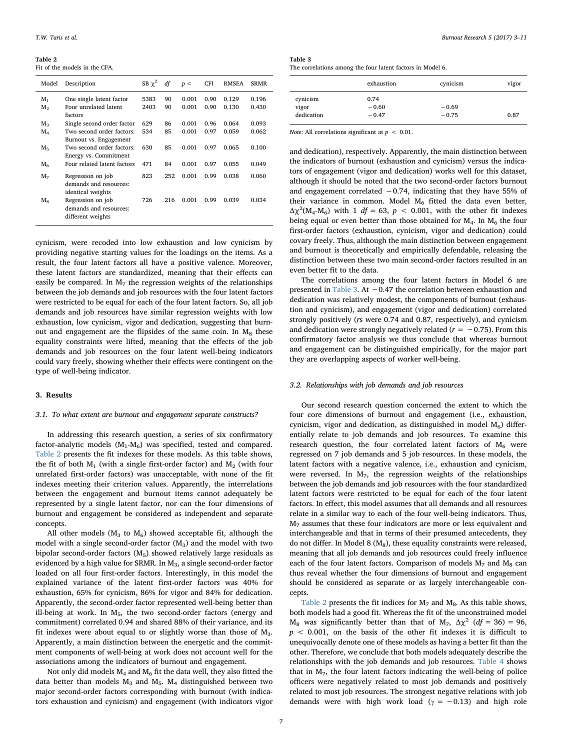<span id="page-4-0"></span>Table 2

Fit of the models in the CFA.

| Model          | Description                                                      | SB $\chi^2$ | df  | p<    | CFI  | <b>RMSEA</b> | <b>SRMR</b> |
|----------------|------------------------------------------------------------------|-------------|-----|-------|------|--------------|-------------|
| $M_1$          | One single latent factor                                         | 5383        | 90  | 0.001 | 0.90 | 0.129        | 0.196       |
| M <sub>2</sub> | Four unrelated latent<br>factors                                 | 2403        | 90  | 0.001 | 0.90 | 0.130        | 0.430       |
| $M_{\rm R}$    | Single second order factor                                       | 629         | 86  | 0.001 | 0.96 | 0.064        | 0.093       |
| $M_4$          | Two second order factors:<br>Burnout vs. Engagement              | 534         | 85  | 0.001 | 0.97 | 0.059        | 0.062       |
| M <sub>5</sub> | Two second order factors:<br>Energy vs. Commitment               | 630         | 85  | 0.001 | 0.97 | 0.065        | 0.100       |
| M <sub>6</sub> | Four related latent factors                                      | 471         | 84  | 0.001 | 0.97 | 0.055        | 0.049       |
| M <sub>7</sub> | Regression on job<br>demands and resources:<br>identical weights | 823         | 252 | 0.001 | 0.99 | 0.038        | 0.060       |
| $M_{\rm R}$    | Regression on job<br>demands and resources:<br>different weights | 726         | 216 | 0.001 | 0.99 | 0.039        | 0.034       |

cynicism, were recoded into low exhaustion and low cynicism by providing negative starting values for the loadings on the items. As a result, the four latent factors all have a positive valence. Moreover, these latent factors are standardized, meaning that their effects can easily be compared. In  $M<sub>7</sub>$  the regression weights of the relationships between the job demands and job resources with the four latent factors were restricted to be equal for each of the four latent factors. So, all job demands and job resources have similar regression weights with low exhaustion, low cynicism, vigor and dedication, suggesting that burnout and engagement are the flipsides of the same coin. In  $M_8$  these equality constraints were lifted, meaning that the effects of the job demands and job resources on the four latent well-being indicators could vary freely, showing whether their effects were contingent on the type of well-being indicator.

# 3. Results

# 3.1. To what extent are burnout and engagement separate constructs?

In addressing this research question, a series of six confirmatory factor-analytic models  $(M_1-M_6)$  was specified, tested and compared. [Table 2](#page-4-0) presents the fit indexes for these models. As this table shows, the fit of both  $M_1$  (with a single first-order factor) and  $M_2$  (with four unrelated first-order factors) was unacceptable, with none of the fit indexes meeting their criterion values. Apparently, the interrelations between the engagement and burnout items cannot adequately be represented by a single latent factor, nor can the four dimensions of burnout and engagement be considered as independent and separate concepts.

All other models ( $M_3$  to  $M_6$ ) showed acceptable fit, although the model with a single second-order factor  $(M_3)$  and the model with two bipolar second-order factors (M5) showed relatively large residuals as evidenced by a high value for SRMR. In  $\rm M_3$  , a single second-order factor loaded on all four first-order factors. Interestingly, in this model the explained variance of the latent first-order factors was 40% for exhaustion, 65% for cynicism, 86% for vigor and 84% for dedication. Apparently, the second-order factor represented well-being better than ill-being at work. In  $M_{5}$ , the two second-order factors (energy and commitment) correlated 0.94 and shared 88% of their variance, and its fit indexes were about equal to or slightly worse than those of  $M_3$ . Apparently, a main distinction between the energetic and the commitment components of well-being at work does not account well for the associations among the indicators of burnout and engagement.

Not only did models  $M_4$  and  $M_6$  fit the data well, they also fitted the data better than models  $M_3$  and  $M_5$ .  $M_4$  distinguished between two major second-order factors corresponding with burnout (with indicators exhaustion and cynicism) and engagement (with indicators vigor

<span id="page-4-1"></span>Table 3

The correlations among the four latent factors in Model 6.

|            | exhaustion | cynicism | vigor |
|------------|------------|----------|-------|
| cynicism   | 0.74       |          |       |
| vigor      | $-0.60$    | $-0.69$  |       |
| dedication | $-0.47$    | $-0.75$  | 0.87  |

Note: All correlations significant at  $p < 0.01$ .

and dedication), respectively. Apparently, the main distinction between the indicators of burnout (exhaustion and cynicism) versus the indicators of engagement (vigor and dedication) works well for this dataset, although it should be noted that the two second-order factors burnout and engagement correlated −0.74, indicating that they have 55% of their variance in common. Model  $M_6$  fitted the data even better,  $\Delta \chi^2(M_4 \cdot M_6)$  with 1 df = 63, p < 0.001, with the other fit indexes being equal or even better than those obtained for  $M_4$ . In  $M_6$  the four first-order factors (exhaustion, cynicism, vigor and dedication) could covary freely. Thus, although the main distinction between engagement and burnout is theoretically and empirically defendable, releasing the distinction between these two main second-order factors resulted in an even better fit to the data.

The correlations among the four latent factors in Model 6 are presented in [Table 3](#page-4-1). At −0.47 the correlation between exhaustion and dedication was relatively modest, the components of burnout (exhaustion and cynicism), and engagement (vigor and dedication) correlated strongly positively (rs were 0.74 and 0.87, respectively), and cynicism and dedication were strongly negatively related ( $r = -0.75$ ). From this confirmatory factor analysis we thus conclude that whereas burnout and engagement can be distinguished empirically, for the major part they are overlapping aspects of worker well-being.

# 3.2. Relationships with job demands and job resources

Our second research question concerned the extent to which the four core dimensions of burnout and engagement (i.e., exhaustion, cynicism, vigor and dedication, as distinguished in model  $M_6$ ) differentially relate to job demands and job resources. To examine this research question, the four correlated latent factors of  $M_6$  were regressed on 7 job demands and 5 job resources. In these models, the latent factors with a negative valence, i.e., exhaustion and cynicism, were reversed. In  $M_7$ , the regression weights of the relationships between the job demands and job resources with the four standardized latent factors were restricted to be equal for each of the four latent factors. In effect, this model assumes that all demands and all resources relate in a similar way to each of the four well-being indicators. Thus,  $M<sub>7</sub>$  assumes that these four indicators are more or less equivalent and interchangeable and that in terms of their presumed antecedents, they do not differ. In Model 8 ( $M_8$ ), these equality constraints were released, meaning that all job demands and job resources could freely influence each of the four latent factors. Comparison of models  $M_7$  and  $M_8$  can thus reveal whether the four dimensions of burnout and engagement should be considered as separate or as largely interchangeable concepts.

[Table 2](#page-4-0) presents the fit indices for  $M_7$  and  $M_8$ . As this table shows, both models had a good fit. Whereas the fit of the unconstrained model M<sub>8</sub> was significantly better than that of M<sub>7</sub>,  $\Delta \chi^2$  (df = 36) = 96,  $p < 0.001$ , on the basis of the other fit indexes it is difficult to unequivocally denote one of these models as having a better fit than the other. Therefore, we conclude that both models adequately describe the relationships with the job demands and job resources. [Table 4](#page-5-0) shows that in  $M<sub>7</sub>$ , the four latent factors indicating the well-being of police officers were negatively related to most job demands and positively related to most job resources. The strongest negative relations with job demands were with high work load ( $\gamma = -0.13$ ) and high role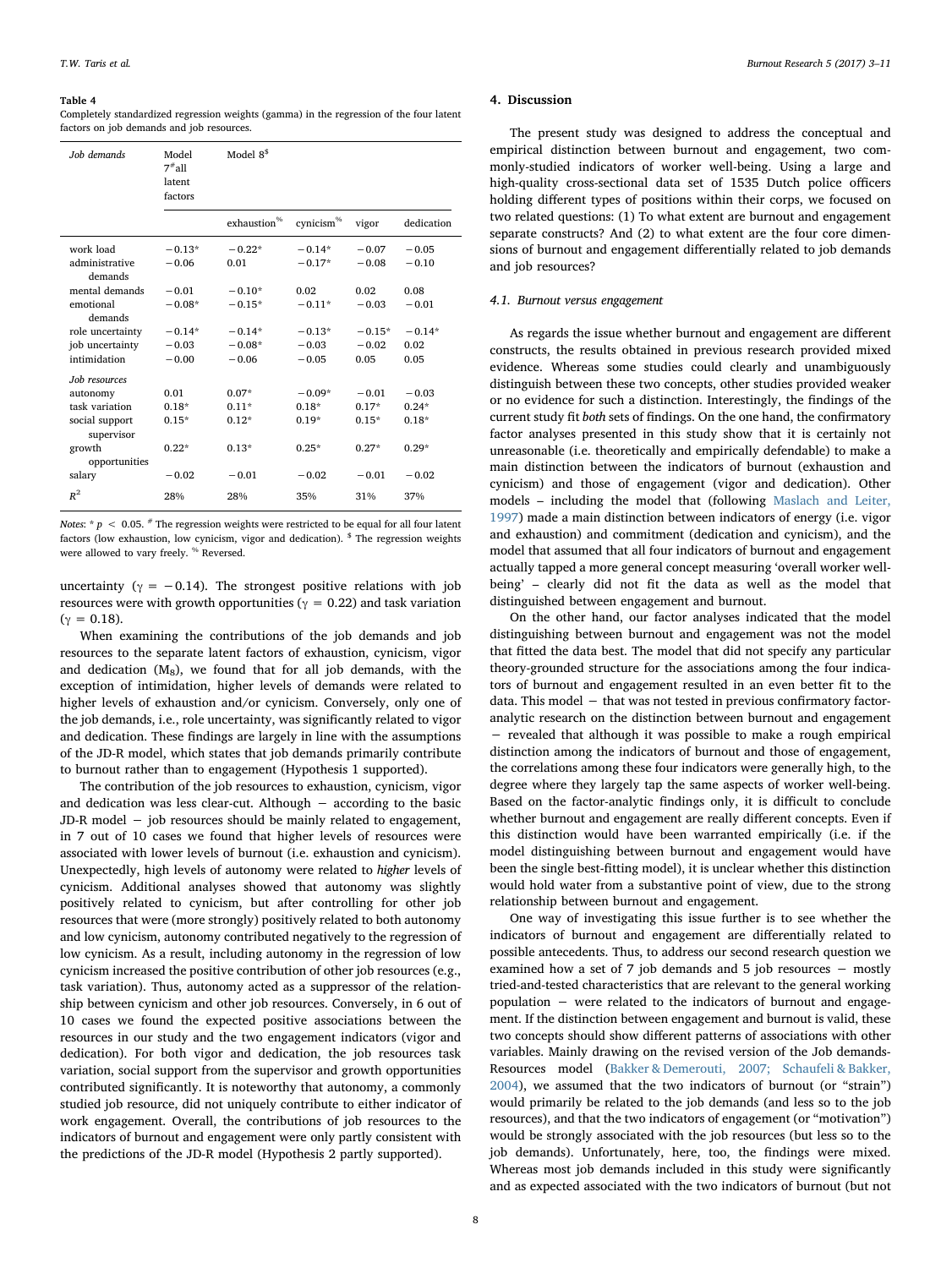#### <span id="page-5-0"></span>Table 4

Completely standardized regression weights (gamma) in the regression of the four latent factors on job demands and job resources.

| Job demands                                         | Model<br>$7^{\#}$ all<br>latent<br>factors | Model $8§$                      |                                |                               |                               |
|-----------------------------------------------------|--------------------------------------------|---------------------------------|--------------------------------|-------------------------------|-------------------------------|
|                                                     |                                            | exhaustion <sup>%</sup>         | cynicism <sup>%</sup>          | vigor                         | dedication                    |
| work load<br>administrative<br>demands              | $-0.13*$<br>$-0.06$                        | $-0.22*$<br>0.01                | $-0.14*$<br>$-0.17*$           | $-0.07$<br>$-0.08$            | $-0.05$<br>$-0.10$            |
| mental demands<br>emotional<br>demands              | $-0.01$<br>$-0.08*$                        | $-0.10*$<br>$-0.15*$            | 0.02<br>$-0.11*$               | 0.02<br>$-0.03$               | 0.08<br>$-0.01$               |
| role uncertainty<br>job uncertainty<br>intimidation | $-0.14*$<br>$-0.03$<br>$-0.00$             | $-0.14*$<br>$-0.08*$<br>$-0.06$ | $-0.13*$<br>$-0.03$<br>$-0.05$ | $-0.15*$<br>$-0.02$<br>0.05   | $-0.14*$<br>0.02<br>0.05      |
| Job resources                                       |                                            |                                 |                                |                               |                               |
| autonomy<br>task variation<br>social support        | 0.01<br>$0.18*$<br>$0.15*$                 | $0.07*$<br>$0.11*$<br>$0.12*$   | $-0.09*$<br>$0.18*$<br>$0.19*$ | $-0.01$<br>$0.17*$<br>$0.15*$ | $-0.03$<br>$0.24*$<br>$0.18*$ |
| supervisor<br>growth<br>opportunities               | $0.22*$                                    | $0.13*$                         | $0.25*$                        | $0.27*$                       | $0.29*$                       |
| salary                                              | $-0.02$                                    | $-0.01$                         | $-0.02$                        | $-0.01$                       | $-0.02$                       |
| $R^2$                                               | 28%                                        | 28%                             | 35%                            | 31%                           | 37%                           |

*Notes:*  $* p < 0.05$ .  $*$  The regression weights were restricted to be equal for all four latent factors (low exhaustion, low cynicism, vigor and dedication). \$ The regression weights were allowed to vary freely. <sup>%</sup> Reversed.

uncertainty ( $\gamma = -0.14$ ). The strongest positive relations with job resources were with growth opportunities ( $\gamma = 0.22$ ) and task variation (γ = 0.18).

When examining the contributions of the job demands and job resources to the separate latent factors of exhaustion, cynicism, vigor and dedication  $(M_8)$ , we found that for all job demands, with the exception of intimidation, higher levels of demands were related to higher levels of exhaustion and/or cynicism. Conversely, only one of the job demands, i.e., role uncertainty, was significantly related to vigor and dedication. These findings are largely in line with the assumptions of the JD-R model, which states that job demands primarily contribute to burnout rather than to engagement (Hypothesis 1 supported).

The contribution of the job resources to exhaustion, cynicism, vigor and dedication was less clear-cut. Although − according to the basic JD-R model − job resources should be mainly related to engagement, in 7 out of 10 cases we found that higher levels of resources were associated with lower levels of burnout (i.e. exhaustion and cynicism). Unexpectedly, high levels of autonomy were related to higher levels of cynicism. Additional analyses showed that autonomy was slightly positively related to cynicism, but after controlling for other job resources that were (more strongly) positively related to both autonomy and low cynicism, autonomy contributed negatively to the regression of low cynicism. As a result, including autonomy in the regression of low cynicism increased the positive contribution of other job resources (e.g., task variation). Thus, autonomy acted as a suppressor of the relationship between cynicism and other job resources. Conversely, in 6 out of 10 cases we found the expected positive associations between the resources in our study and the two engagement indicators (vigor and dedication). For both vigor and dedication, the job resources task variation, social support from the supervisor and growth opportunities contributed significantly. It is noteworthy that autonomy, a commonly studied job resource, did not uniquely contribute to either indicator of work engagement. Overall, the contributions of job resources to the indicators of burnout and engagement were only partly consistent with the predictions of the JD-R model (Hypothesis 2 partly supported).

#### 4. Discussion

The present study was designed to address the conceptual and empirical distinction between burnout and engagement, two commonly-studied indicators of worker well-being. Using a large and high-quality cross-sectional data set of 1535 Dutch police officers holding different types of positions within their corps, we focused on two related questions: (1) To what extent are burnout and engagement separate constructs? And (2) to what extent are the four core dimensions of burnout and engagement differentially related to job demands and job resources?

#### 4.1. Burnout versus engagement

As regards the issue whether burnout and engagement are different constructs, the results obtained in previous research provided mixed evidence. Whereas some studies could clearly and unambiguously distinguish between these two concepts, other studies provided weaker or no evidence for such a distinction. Interestingly, the findings of the current study fit both sets of findings. On the one hand, the confirmatory factor analyses presented in this study show that it is certainly not unreasonable (i.e. theoretically and empirically defendable) to make a main distinction between the indicators of burnout (exhaustion and cynicism) and those of engagement (vigor and dedication). Other models – including the model that (following [Maslach and Leiter,](#page-8-2) [1997\)](#page-8-2) made a main distinction between indicators of energy (i.e. vigor and exhaustion) and commitment (dedication and cynicism), and the model that assumed that all four indicators of burnout and engagement actually tapped a more general concept measuring 'overall worker wellbeing' – clearly did not fit the data as well as the model that distinguished between engagement and burnout.

On the other hand, our factor analyses indicated that the model distinguishing between burnout and engagement was not the model that fitted the data best. The model that did not specify any particular theory-grounded structure for the associations among the four indicators of burnout and engagement resulted in an even better fit to the data. This model − that was not tested in previous confirmatory factoranalytic research on the distinction between burnout and engagement − revealed that although it was possible to make a rough empirical distinction among the indicators of burnout and those of engagement, the correlations among these four indicators were generally high, to the degree where they largely tap the same aspects of worker well-being. Based on the factor-analytic findings only, it is difficult to conclude whether burnout and engagement are really different concepts. Even if this distinction would have been warranted empirically (i.e. if the model distinguishing between burnout and engagement would have been the single best-fitting model), it is unclear whether this distinction would hold water from a substantive point of view, due to the strong relationship between burnout and engagement.

One way of investigating this issue further is to see whether the indicators of burnout and engagement are differentially related to possible antecedents. Thus, to address our second research question we examined how a set of 7 job demands and 5 job resources − mostly tried-and-tested characteristics that are relevant to the general working population − were related to the indicators of burnout and engagement. If the distinction between engagement and burnout is valid, these two concepts should show different patterns of associations with other variables. Mainly drawing on the revised version of the Job demands-Resources model ([Bakker & Demerouti, 2007; Schaufeli & Bakker,](#page-7-3) [2004\)](#page-7-3), we assumed that the two indicators of burnout (or "strain") would primarily be related to the job demands (and less so to the job resources), and that the two indicators of engagement (or "motivation") would be strongly associated with the job resources (but less so to the job demands). Unfortunately, here, too, the findings were mixed. Whereas most job demands included in this study were significantly and as expected associated with the two indicators of burnout (but not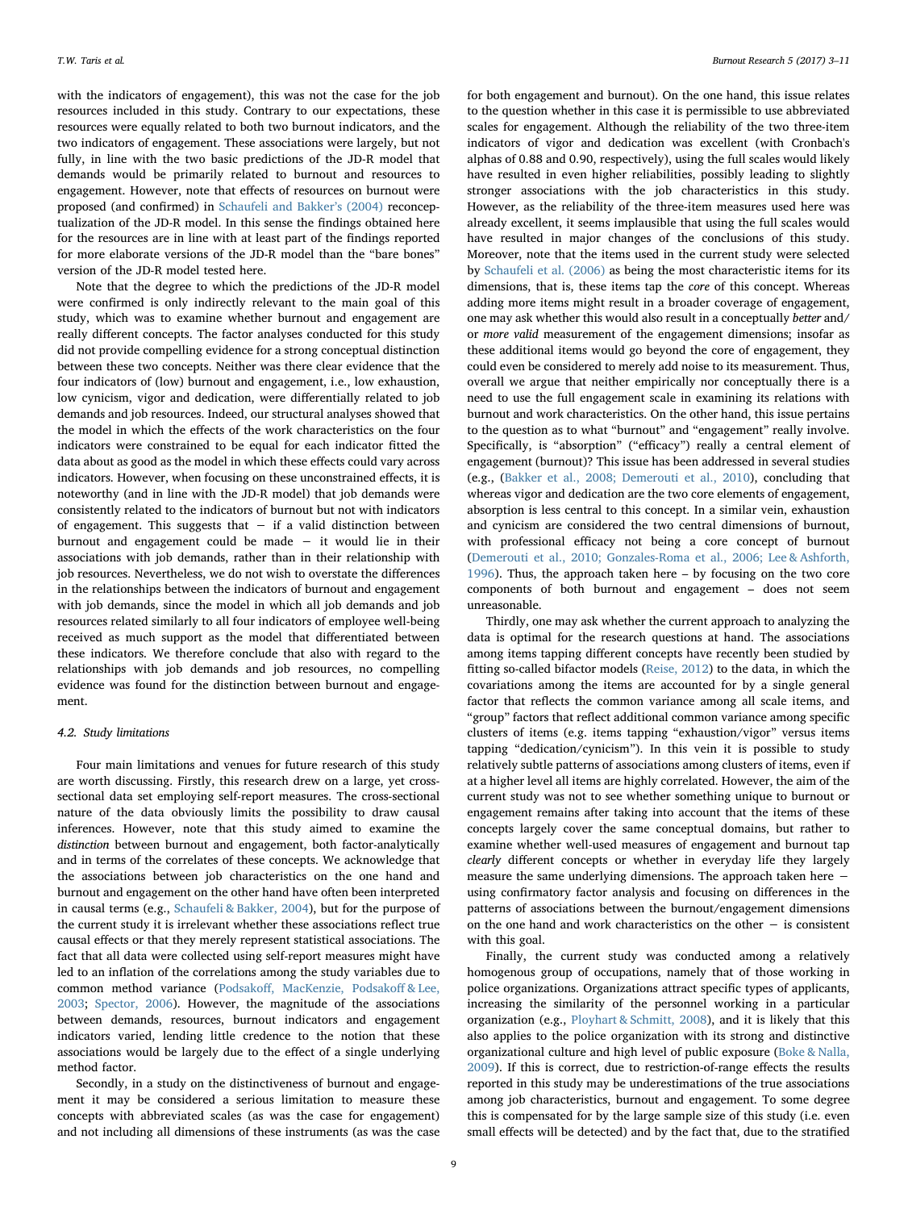with the indicators of engagement), this was not the case for the job resources included in this study. Contrary to our expectations, these resources were equally related to both two burnout indicators, and the two indicators of engagement. These associations were largely, but not fully, in line with the two basic predictions of the JD-R model that demands would be primarily related to burnout and resources to engagement. However, note that effects of resources on burnout were proposed (and confirmed) in [Schaufeli and Bakker](#page-8-5)'s (2004) reconceptualization of the JD-R model. In this sense the findings obtained here for the resources are in line with at least part of the findings reported for more elaborate versions of the JD-R model than the "bare bones" version of the JD-R model tested here.

Note that the degree to which the predictions of the JD-R model were confirmed is only indirectly relevant to the main goal of this study, which was to examine whether burnout and engagement are really different concepts. The factor analyses conducted for this study did not provide compelling evidence for a strong conceptual distinction between these two concepts. Neither was there clear evidence that the four indicators of (low) burnout and engagement, i.e., low exhaustion, low cynicism, vigor and dedication, were differentially related to job demands and job resources. Indeed, our structural analyses showed that the model in which the effects of the work characteristics on the four indicators were constrained to be equal for each indicator fitted the data about as good as the model in which these effects could vary across indicators. However, when focusing on these unconstrained effects, it is noteworthy (and in line with the JD-R model) that job demands were consistently related to the indicators of burnout but not with indicators of engagement. This suggests that − if a valid distinction between burnout and engagement could be made − it would lie in their associations with job demands, rather than in their relationship with job resources. Nevertheless, we do not wish to overstate the differences in the relationships between the indicators of burnout and engagement with job demands, since the model in which all job demands and job resources related similarly to all four indicators of employee well-being received as much support as the model that differentiated between these indicators. We therefore conclude that also with regard to the relationships with job demands and job resources, no compelling evidence was found for the distinction between burnout and engagement.

#### 4.2. Study limitations

Four main limitations and venues for future research of this study are worth discussing. Firstly, this research drew on a large, yet crosssectional data set employing self-report measures. The cross-sectional nature of the data obviously limits the possibility to draw causal inferences. However, note that this study aimed to examine the distinction between burnout and engagement, both factor-analytically and in terms of the correlates of these concepts. We acknowledge that the associations between job characteristics on the one hand and burnout and engagement on the other hand have often been interpreted in causal terms (e.g., [Schaufeli & Bakker, 2004\)](#page-8-5), but for the purpose of the current study it is irrelevant whether these associations reflect true causal effects or that they merely represent statistical associations. The fact that all data were collected using self-report measures might have led to an inflation of the correlations among the study variables due to common method variance (Podsakoff, [MacKenzie, Podsako](#page-8-33)ff & Lee, [2003;](#page-8-33) [Spector, 2006](#page-8-34)). However, the magnitude of the associations between demands, resources, burnout indicators and engagement indicators varied, lending little credence to the notion that these associations would be largely due to the effect of a single underlying method factor.

Secondly, in a study on the distinctiveness of burnout and engagement it may be considered a serious limitation to measure these concepts with abbreviated scales (as was the case for engagement) and not including all dimensions of these instruments (as was the case

for both engagement and burnout). On the one hand, this issue relates to the question whether in this case it is permissible to use abbreviated scales for engagement. Although the reliability of the two three-item indicators of vigor and dedication was excellent (with Cronbach's alphas of 0.88 and 0.90, respectively), using the full scales would likely have resulted in even higher reliabilities, possibly leading to slightly stronger associations with the job characteristics in this study. However, as the reliability of the three-item measures used here was already excellent, it seems implausible that using the full scales would have resulted in major changes of the conclusions of this study. Moreover, note that the items used in the current study were selected by [Schaufeli et al. \(2006\)](#page-8-24) as being the most characteristic items for its dimensions, that is, these items tap the core of this concept. Whereas adding more items might result in a broader coverage of engagement, one may ask whether this would also result in a conceptually better and/ or more valid measurement of the engagement dimensions; insofar as these additional items would go beyond the core of engagement, they could even be considered to merely add noise to its measurement. Thus, overall we argue that neither empirically nor conceptually there is a need to use the full engagement scale in examining its relations with burnout and work characteristics. On the other hand, this issue pertains to the question as to what "burnout" and "engagement" really involve. Specifically, is "absorption" ("efficacy") really a central element of engagement (burnout)? This issue has been addressed in several studies (e.g., [\(Bakker et al., 2008; Demerouti et al., 2010](#page-7-0)), concluding that whereas vigor and dedication are the two core elements of engagement, absorption is less central to this concept. In a similar vein, exhaustion and cynicism are considered the two central dimensions of burnout, with professional efficacy not being a core concept of burnout ([Demerouti et al., 2010; Gonzales-Roma et al., 2006; Lee & Ashforth,](#page-8-16) [1996\)](#page-8-16). Thus, the approach taken here – by focusing on the two core components of both burnout and engagement – does not seem unreasonable.

Thirdly, one may ask whether the current approach to analyzing the data is optimal for the research questions at hand. The associations among items tapping different concepts have recently been studied by fitting so-called bifactor models ([Reise, 2012](#page-8-35)) to the data, in which the covariations among the items are accounted for by a single general factor that reflects the common variance among all scale items, and "group" factors that reflect additional common variance among specific clusters of items (e.g. items tapping "exhaustion/vigor" versus items tapping "dedication/cynicism"). In this vein it is possible to study relatively subtle patterns of associations among clusters of items, even if at a higher level all items are highly correlated. However, the aim of the current study was not to see whether something unique to burnout or engagement remains after taking into account that the items of these concepts largely cover the same conceptual domains, but rather to examine whether well-used measures of engagement and burnout tap clearly different concepts or whether in everyday life they largely measure the same underlying dimensions. The approach taken here − using confirmatory factor analysis and focusing on differences in the patterns of associations between the burnout/engagement dimensions on the one hand and work characteristics on the other − is consistent with this goal.

Finally, the current study was conducted among a relatively homogenous group of occupations, namely that of those working in police organizations. Organizations attract specific types of applicants, increasing the similarity of the personnel working in a particular organization (e.g., [Ployhart & Schmitt, 2008\)](#page-8-36), and it is likely that this also applies to the police organization with its strong and distinctive organizational culture and high level of public exposure ([Boke & Nalla,](#page-8-37) [2009\)](#page-8-37). If this is correct, due to restriction-of-range effects the results reported in this study may be underestimations of the true associations among job characteristics, burnout and engagement. To some degree this is compensated for by the large sample size of this study (i.e. even small effects will be detected) and by the fact that, due to the stratified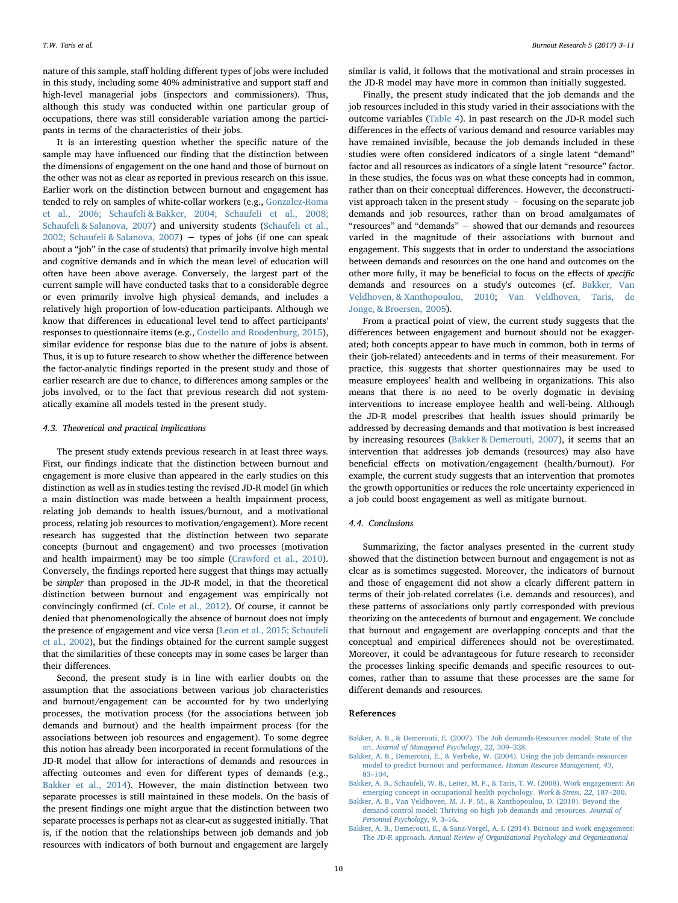nature of this sample, staff holding different types of jobs were included in this study, including some 40% administrative and support staff and high-level managerial jobs (inspectors and commissioners). Thus, although this study was conducted within one particular group of occupations, there was still considerable variation among the participants in terms of the characteristics of their jobs.

It is an interesting question whether the specific nature of the sample may have influenced our finding that the distinction between the dimensions of engagement on the one hand and those of burnout on the other was not as clear as reported in previous research on this issue. Earlier work on the distinction between burnout and engagement has tended to rely on samples of white-collar workers (e.g., [Gonzalez-Roma](#page-8-15) [et al., 2006; Schaufeli & Bakker, 2004; Schaufeli et al., 2008;](#page-8-15) [Schaufeli & Salanova, 2007](#page-8-15)) and university students ([Schaufeli et al.,](#page-8-4) [2002; Schaufeli & Salanova, 2007\)](#page-8-4) − types of jobs (if one can speak about a "job" in the case of students) that primarily involve high mental and cognitive demands and in which the mean level of education will often have been above average. Conversely, the largest part of the current sample will have conducted tasks that to a considerable degree or even primarily involve high physical demands, and includes a relatively high proportion of low-education participants. Although we know that differences in educational level tend to affect participants' responses to questionnaire items (e.g., [Costello and Roodenburg, 2015](#page-8-38)), similar evidence for response bias due to the nature of jobs is absent. Thus, it is up to future research to show whether the difference between the factor-analytic findings reported in the present study and those of earlier research are due to chance, to differences among samples or the jobs involved, or to the fact that previous research did not systematically examine all models tested in the present study.

# 4.3. Theoretical and practical implications

The present study extends previous research in at least three ways. First, our findings indicate that the distinction between burnout and engagement is more elusive than appeared in the early studies on this distinction as well as in studies testing the revised JD-R model (in which a main distinction was made between a health impairment process, relating job demands to health issues/burnout, and a motivational process, relating job resources to motivation/engagement). More recent research has suggested that the distinction between two separate concepts (burnout and engagement) and two processes (motivation and health impairment) may be too simple ([Crawford et al., 2010](#page-8-18)). Conversely, the findings reported here suggest that things may actually be simpler than proposed in the JD-R model, in that the theoretical distinction between burnout and engagement was empirically not convincingly confirmed (cf. [Cole et al., 2012](#page-8-0)). Of course, it cannot be denied that phenomenologically the absence of burnout does not imply the presence of engagement and vice versa [\(Leon et al., 2015; Schaufeli](#page-8-1) [et al., 2002\)](#page-8-1), but the findings obtained for the current sample suggest that the similarities of these concepts may in some cases be larger than their differences.

Second, the present study is in line with earlier doubts on the assumption that the associations between various job characteristics and burnout/engagement can be accounted for by two underlying processes, the motivation process (for the associations between job demands and burnout) and the health impairment process (for the associations between job resources and engagement). To some degree this notion has already been incorporated in recent formulations of the JD-R model that allow for interactions of demands and resources in affecting outcomes and even for different types of demands (e.g., [Bakker et al., 2014\)](#page-7-1). However, the main distinction between two separate processes is still maintained in these models. On the basis of the present findings one might argue that the distinction between two separate processes is perhaps not as clear-cut as suggested initially. That is, if the notion that the relationships between job demands and job resources with indicators of both burnout and engagement are largely

similar is valid, it follows that the motivational and strain processes in the JD-R model may have more in common than initially suggested.

Finally, the present study indicated that the job demands and the job resources included in this study varied in their associations with the outcome variables [\(Table 4\)](#page-5-0). In past research on the JD-R model such differences in the effects of various demand and resource variables may have remained invisible, because the job demands included in these studies were often considered indicators of a single latent "demand" factor and all resources as indicators of a single latent "resource" factor. In these studies, the focus was on what these concepts had in common, rather than on their conceptual differences. However, the deconstructivist approach taken in the present study  $-$  focusing on the separate job demands and job resources, rather than on broad amalgamates of "resources" and "demands" − showed that our demands and resources varied in the magnitude of their associations with burnout and engagement. This suggests that in order to understand the associations between demands and resources on the one hand and outcomes on the other more fully, it may be beneficial to focus on the effects of specific demands and resources on a study's outcomes (cf. [Bakker, Van](#page-7-4) [Veldhoven, & Xanthopoulou, 2010;](#page-7-4) [Van Veldhoven, Taris, de](#page-8-39) [Jonge, & Broersen, 2005](#page-8-39)).

From a practical point of view, the current study suggests that the differences between engagement and burnout should not be exaggerated; both concepts appear to have much in common, both in terms of their (job-related) antecedents and in terms of their measurement. For practice, this suggests that shorter questionnaires may be used to measure employees' health and wellbeing in organizations. This also means that there is no need to be overly dogmatic in devising interventions to increase employee health and well-being. Although the JD-R model prescribes that health issues should primarily be addressed by decreasing demands and that motivation is best increased by increasing resources ([Bakker & Demerouti, 2007\)](#page-7-3), it seems that an intervention that addresses job demands (resources) may also have beneficial effects on motivation/engagement (health/burnout). For example, the current study suggests that an intervention that promotes the growth opportunities or reduces the role uncertainty experienced in a job could boost engagement as well as mitigate burnout.

# 4.4. Conclusions

Summarizing, the factor analyses presented in the current study showed that the distinction between burnout and engagement is not as clear as is sometimes suggested. Moreover, the indicators of burnout and those of engagement did not show a clearly different pattern in terms of their job-related correlates (i.e. demands and resources), and these patterns of associations only partly corresponded with previous theorizing on the antecedents of burnout and engagement. We conclude that burnout and engagement are overlapping concepts and that the conceptual and empirical differences should not be overestimated. Moreover, it could be advantageous for future research to reconsider the processes linking specific demands and specific resources to outcomes, rather than to assume that these processes are the same for different demands and resources.

# References

- <span id="page-7-3"></span>[Bakker, A. B., & Demerouti, E. \(2007\). The Job demands-Resources model: State of the](http://refhub.elsevier.com/S2213-0586(16)30055-9/sbref0005) art. [Journal of Managerial Psychology](http://refhub.elsevier.com/S2213-0586(16)30055-9/sbref0005), 22, 309–328.
- <span id="page-7-2"></span>[Bakker, A. B., Demerouti, E., & Verbeke, W. \(2004\). Using the job demands-resources](http://refhub.elsevier.com/S2213-0586(16)30055-9/sbref0010) [model to predict burnout and performance.](http://refhub.elsevier.com/S2213-0586(16)30055-9/sbref0010) Human Resource Management, 43, 83–[104.](http://refhub.elsevier.com/S2213-0586(16)30055-9/sbref0010)
- <span id="page-7-0"></span>[Bakker, A. B., Schaufeli, W. B., Leiter, M. P., & Taris, T. W. \(2008\). Work engagement: An](http://refhub.elsevier.com/S2213-0586(16)30055-9/sbref0015) [emerging concept in occupational health psychology.](http://refhub.elsevier.com/S2213-0586(16)30055-9/sbref0015) Work & Stress, 22, 187–200.
- <span id="page-7-4"></span>[Bakker, A. B., Van Veldhoven, M. J. P. M., & Xanthopoulou, D. \(2010\). Beyond the](http://refhub.elsevier.com/S2213-0586(16)30055-9/sbref0020) [demand-control model: Thriving on high job demands and resources.](http://refhub.elsevier.com/S2213-0586(16)30055-9/sbref0020) Journal of [Personnel Psychology](http://refhub.elsevier.com/S2213-0586(16)30055-9/sbref0020), 9, 3–16.
- <span id="page-7-1"></span>[Bakker, A. B., Demerouti, E., & Sanz-Vergel, A. I. \(2014\). Burnout and work engagement:](http://refhub.elsevier.com/S2213-0586(16)30055-9/sbref0025) The JD-R approach. [Annual Review of Organizational Psychology and Organizational](http://refhub.elsevier.com/S2213-0586(16)30055-9/sbref0025)